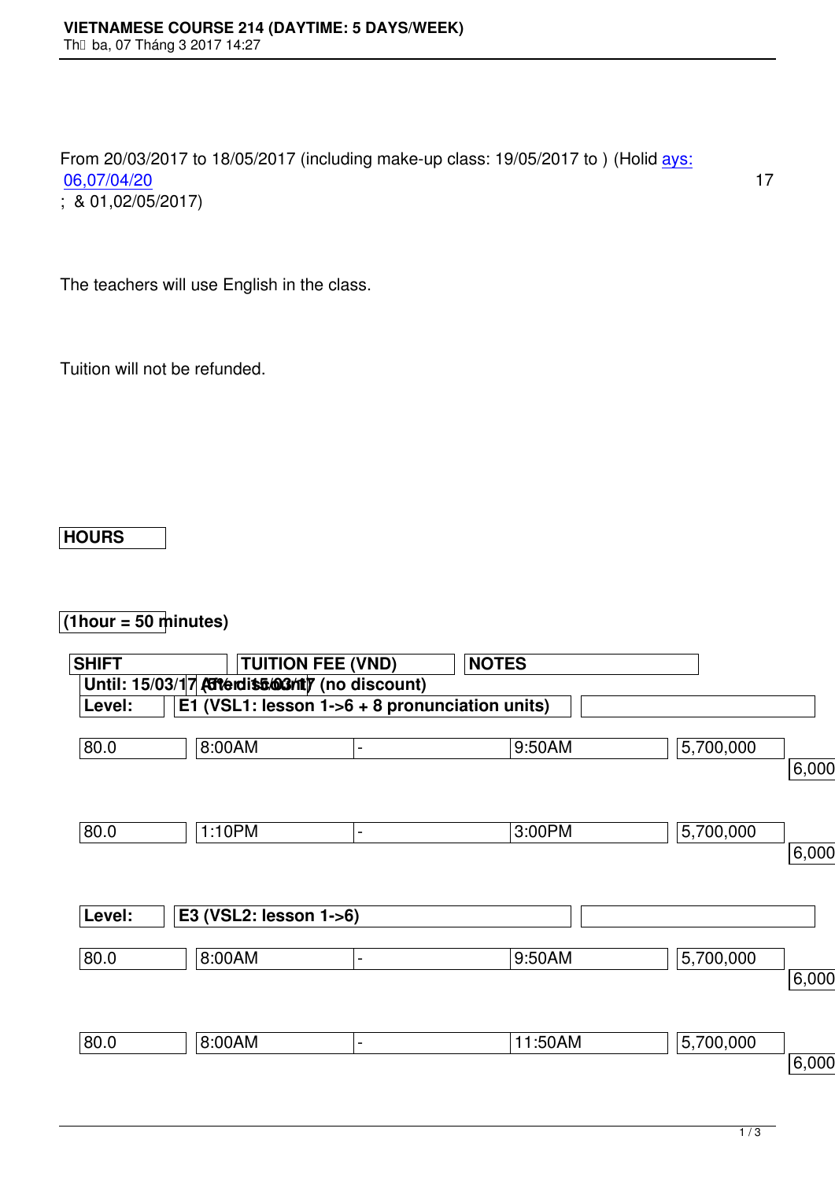# VIETNAMESE COURSE 214 (DAYTIME: 5 DAYS/WEEK)

Thứ ba, 07 Tháng 3 2017 14:27

From 20/03/2017 to 18/05/2017 (including make-up class: 19/05/2017 to ) (Holidays: 06,07/04/2017; & 01,02/05/2017)

The teachers will use English in the class.

Tuition will not be refunded.

| HOURS (1hour = 50 minutes) | SHIFT | | | TUITION FEE (VND) Until: 15/03/17 (6% discount) | After 15/03/17 (no discount) | NOTES |
|---|---|---|---|---|---|---|
| **Level:** | **E1 (VSL1: lesson 1->6 + 8 pronunciation units)** | | | | | |
| 80.0 | 8:00AM | - | 9:50AM | 5,700,000 | 6,000 | |
| 80.0 | 1:10PM | - | 3:00PM | 5,700,000 | 6,000 | |
| **Level:** | **E3 (VSL2: lesson 1->6)** | | | | | |
| 80.0 | 8:00AM | - | 9:50AM | 5,700,000 | 6,000 | |
| 80.0 | 8:00AM | - | 11:50AM | 5,700,000 | 6,000 | |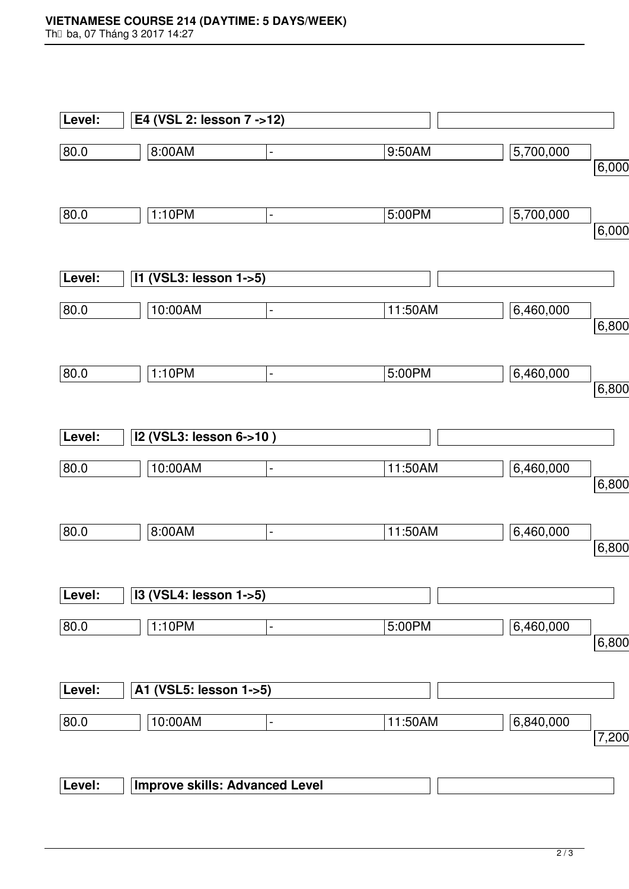| Level: | E4 (VSL 2: lesson 7 ->12) | | | | |
|---|---|---|---|---|---|
| 80.0 | 8:00AM | - | 9:50AM | 5,700,000 | 6,000 |
| 80.0 | 1:10PM | - | 5:00PM | 5,700,000 | 6,000 |

| Level: | I1 (VSL3: lesson 1->5) | | | | |
|---|---|---|---|---|---|
| 80.0 | 10:00AM | - | 11:50AM | 6,460,000 | 6,800 |
| 80.0 | 1:10PM | - | 5:00PM | 6,460,000 | 6,800 |

| Level: | I2 (VSL3: lesson 6->10 ) | | | | |
|---|---|---|---|---|---|
| 80.0 | 10:00AM | - | 11:50AM | 6,460,000 | 6,800 |
| 80.0 | 8:00AM | - | 11:50AM | 6,460,000 | 6,800 |

| Level: | I3 (VSL4: lesson 1->5) | | | | |
|---|---|---|---|---|---|
| 80.0 | 1:10PM | - | 5:00PM | 6,460,000 | 6,800 |

| Level: | A1 (VSL5: lesson 1->5) | | | | |
|---|---|---|---|---|---|
| 80.0 | 10:00AM | - | 11:50AM | 6,840,000 | 7,200 |

| Level: | Improve skills: Advanced Level | |
|---|---|---|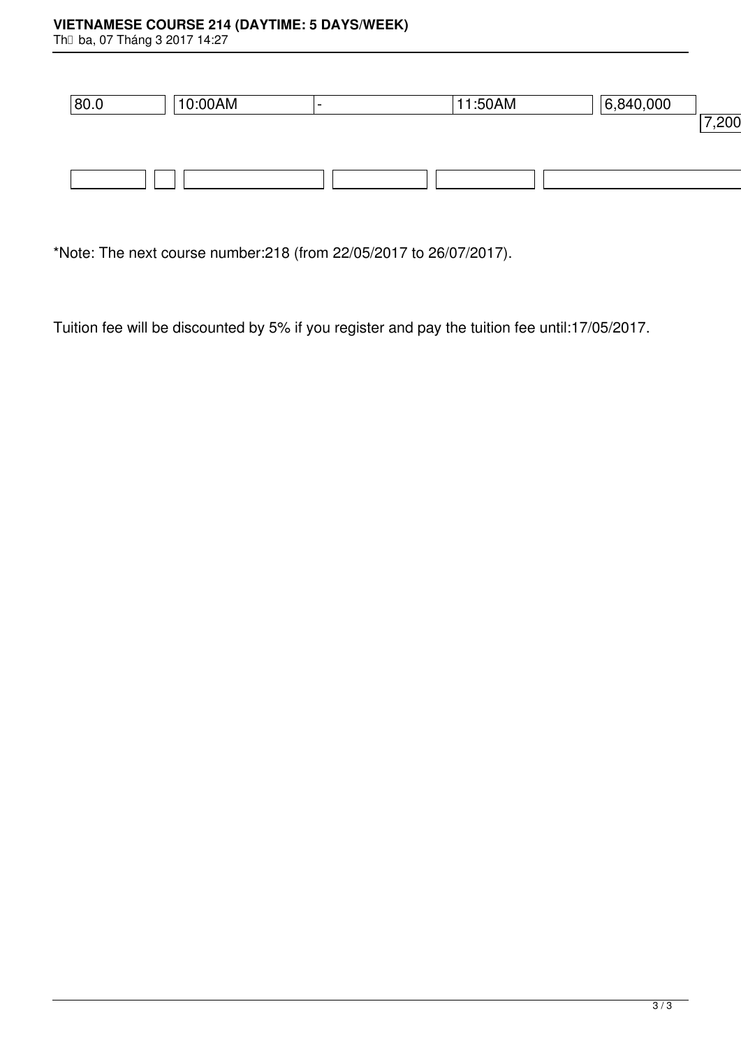| | | | | | |
|---|---|---|---|---|---|
| 80.0 | 10:00AM | - | 11:50AM | 6,840,000 | 7,200 |
| | | | | | |

*Note: The next course number:218 (from 22/05/2017 to 26/07/2017).

Tuition fee will be discounted by 5% if you register and pay the tuition fee until:17/05/2017.